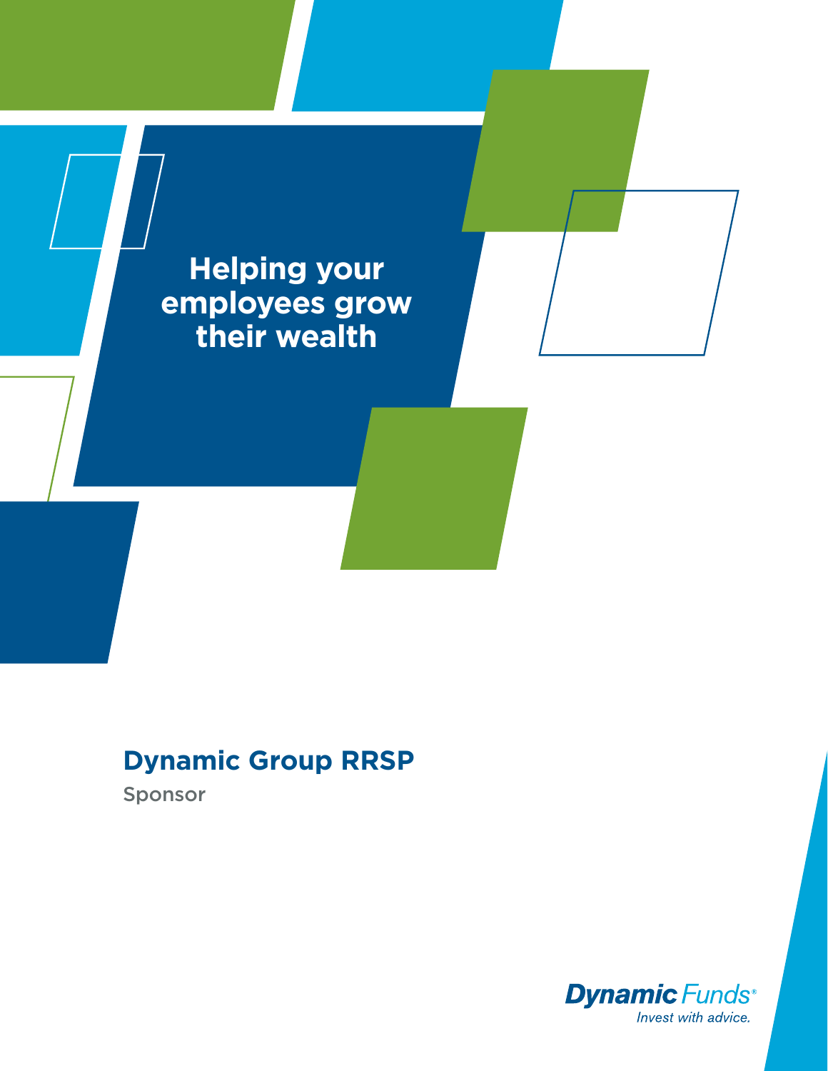# Helping your employees grow their wealth

## Dynamic Group RRSP

Sponsor

**Dynamic** Funds®

*Invest with advice.*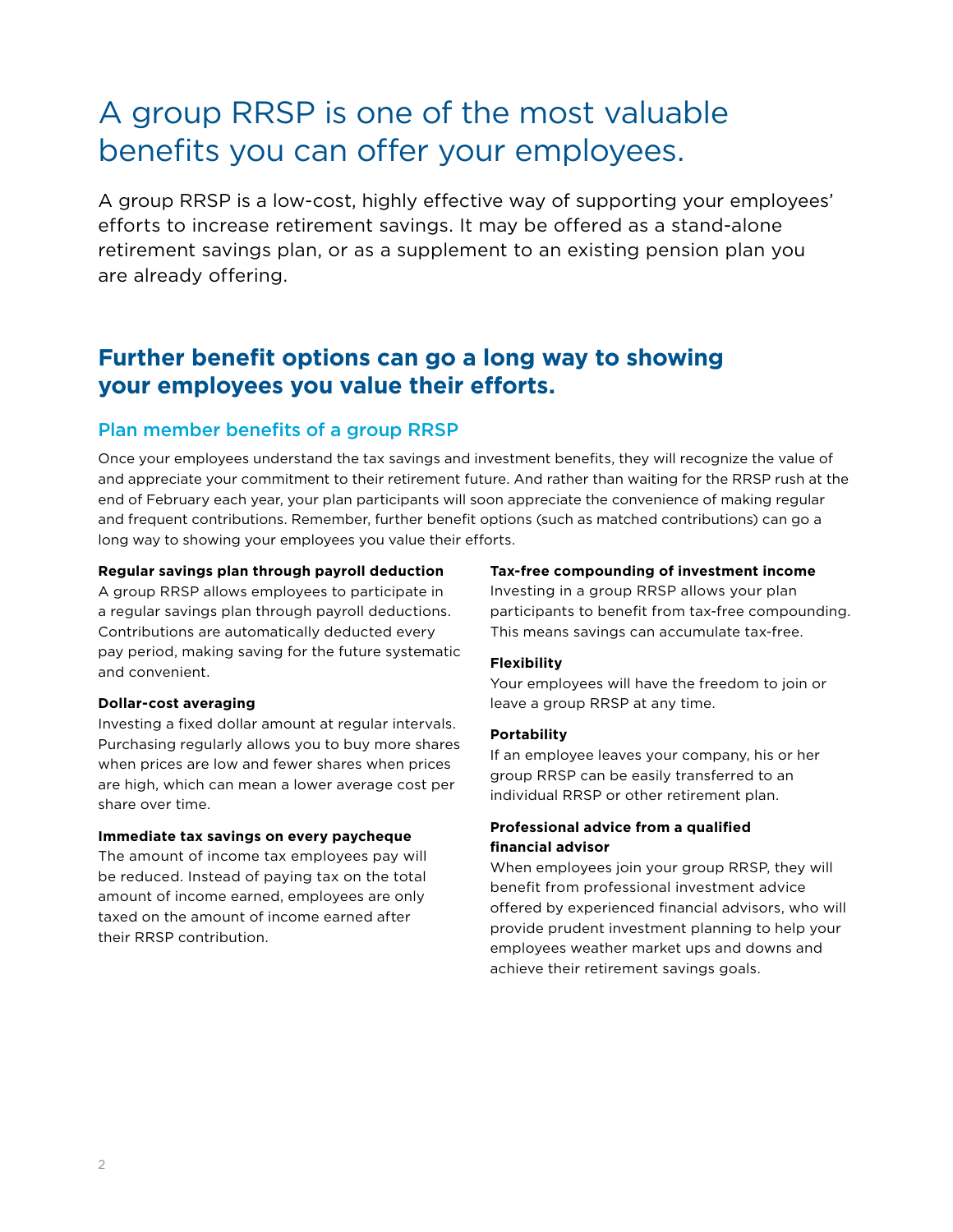# A group RRSP is one of the most valuable benefits you can offer your employees.

A group RRSP is a low-cost, highly effective way of supporting your employees' efforts to increase retirement savings. It may be offered as a stand-alone retirement savings plan, or as a supplement to an existing pension plan you are already offering.

## Further benefit options can go a long way to showing your employees you value their efforts.

### Plan member benefits of a group RRSP

Once your employees understand the tax savings and investment benefits, they will recognize the value of and appreciate your commitment to their retirement future. And rather than waiting for the RRSP rush at the end of February each year, your plan participants will soon appreciate the convenience of making regular and frequent contributions. Remember, further benefit options (such as matched contributions) can go a long way to showing your employees you value their efforts.

**Regular savings plan through payroll deduction**
A group RRSP allows employees to participate in a regular savings plan through payroll deductions. Contributions are automatically deducted every pay period, making saving for the future systematic and convenient.

**Dollar-cost averaging**
Investing a fixed dollar amount at regular intervals. Purchasing regularly allows you to buy more shares when prices are low and fewer shares when prices are high, which can mean a lower average cost per share over time.

**Immediate tax savings on every paycheque**
The amount of income tax employees pay will be reduced. Instead of paying tax on the total amount of income earned, employees are only taxed on the amount of income earned after their RRSP contribution.

**Tax-free compounding of investment income**
Investing in a group RRSP allows your plan participants to benefit from tax-free compounding. This means savings can accumulate tax-free.

**Flexibility**
Your employees will have the freedom to join or leave a group RRSP at any time.

**Portability**
If an employee leaves your company, his or her group RRSP can be easily transferred to an individual RRSP or other retirement plan.

**Professional advice from a qualified financial advisor**
When employees join your group RRSP, they will benefit from professional investment advice offered by experienced financial advisors, who will provide prudent investment planning to help your employees weather market ups and downs and achieve their retirement savings goals.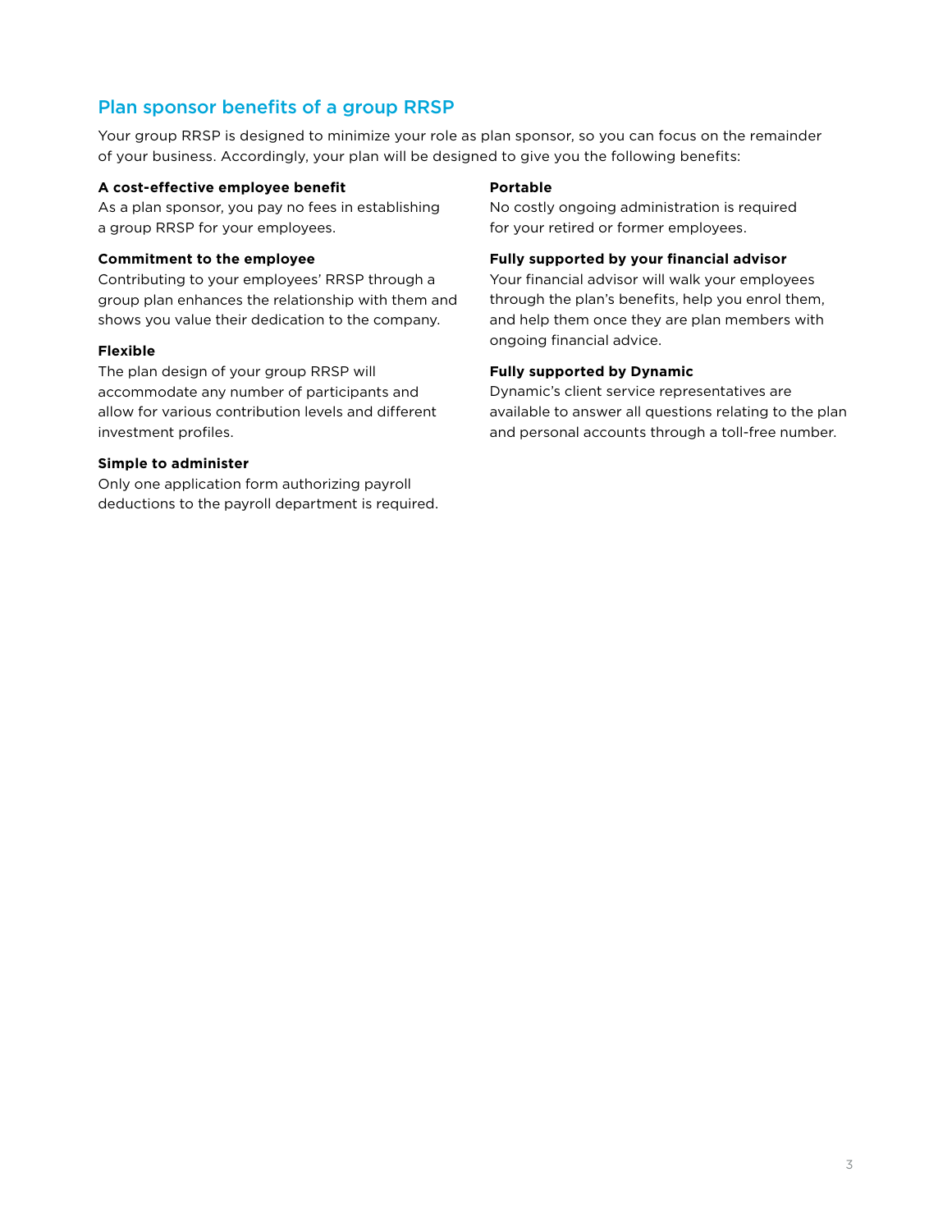## Plan sponsor benefits of a group RRSP

Your group RRSP is designed to minimize your role as plan sponsor, so you can focus on the remainder of your business. Accordingly, your plan will be designed to give you the following benefits:

**A cost-effective employee benefit**
As a plan sponsor, you pay no fees in establishing a group RRSP for your employees.

**Commitment to the employee**
Contributing to your employees' RRSP through a group plan enhances the relationship with them and shows you value their dedication to the company.

**Flexible**
The plan design of your group RRSP will accommodate any number of participants and allow for various contribution levels and different investment profiles.

**Simple to administer**
Only one application form authorizing payroll deductions to the payroll department is required.

**Portable**
No costly ongoing administration is required for your retired or former employees.

**Fully supported by your financial advisor**
Your financial advisor will walk your employees through the plan's benefits, help you enrol them, and help them once they are plan members with ongoing financial advice.

**Fully supported by Dynamic**
Dynamic's client service representatives are available to answer all questions relating to the plan and personal accounts through a toll-free number.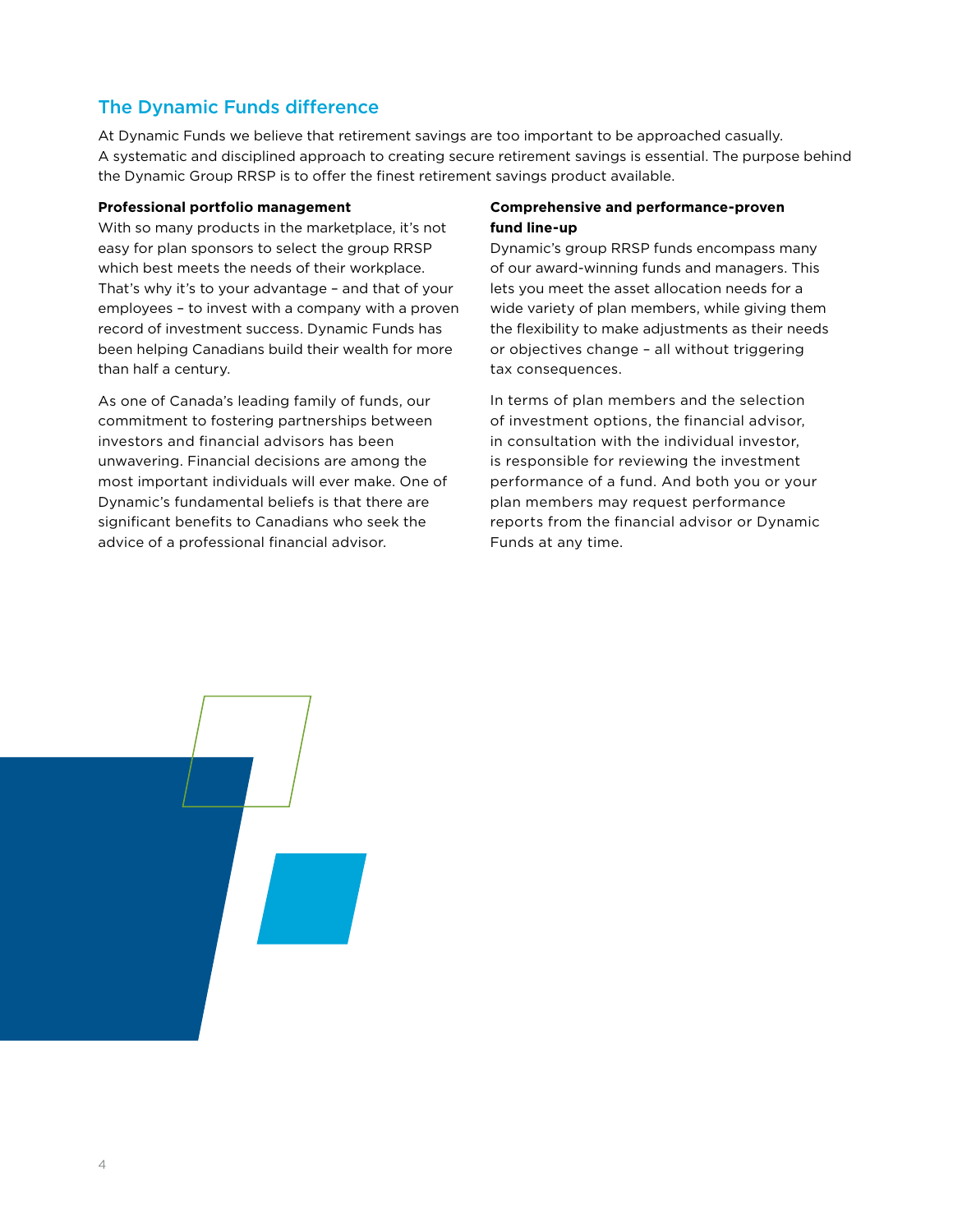## The Dynamic Funds difference

At Dynamic Funds we believe that retirement savings are too important to be approached casually. A systematic and disciplined approach to creating secure retirement savings is essential. The purpose behind the Dynamic Group RRSP is to offer the finest retirement savings product available.

**Professional portfolio management**

With so many products in the marketplace, it's not easy for plan sponsors to select the group RRSP which best meets the needs of their workplace. That's why it's to your advantage – and that of your employees – to invest with a company with a proven record of investment success. Dynamic Funds has been helping Canadians build their wealth for more than half a century.

As one of Canada's leading family of funds, our commitment to fostering partnerships between investors and financial advisors has been unwavering. Financial decisions are among the most important individuals will ever make. One of Dynamic's fundamental beliefs is that there are significant benefits to Canadians who seek the advice of a professional financial advisor.

**Comprehensive and performance-proven fund line-up**

Dynamic's group RRSP funds encompass many of our award-winning funds and managers. This lets you meet the asset allocation needs for a wide variety of plan members, while giving them the flexibility to make adjustments as their needs or objectives change – all without triggering tax consequences.

In terms of plan members and the selection of investment options, the financial advisor, in consultation with the individual investor, is responsible for reviewing the investment performance of a fund. And both you or your plan members may request performance reports from the financial advisor or Dynamic Funds at any time.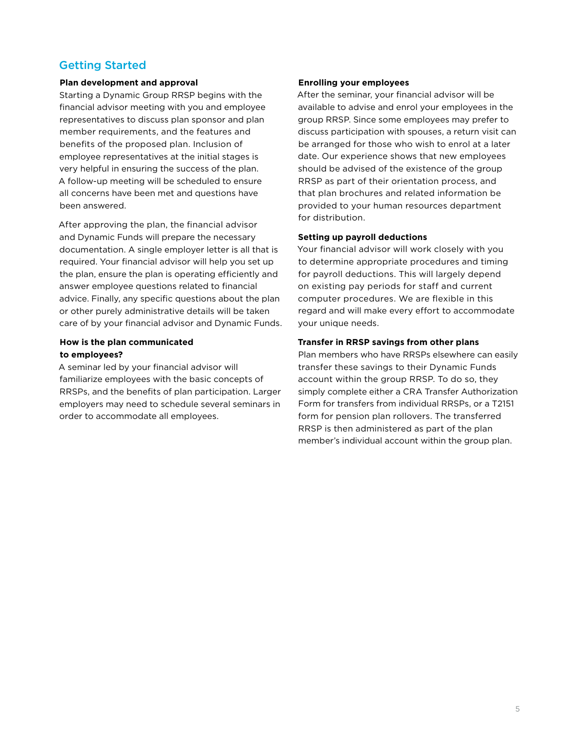## Getting Started

### Plan development and approval

Starting a Dynamic Group RRSP begins with the financial advisor meeting with you and employee representatives to discuss plan sponsor and plan member requirements, and the features and benefits of the proposed plan. Inclusion of employee representatives at the initial stages is very helpful in ensuring the success of the plan. A follow-up meeting will be scheduled to ensure all concerns have been met and questions have been answered.

After approving the plan, the financial advisor and Dynamic Funds will prepare the necessary documentation. A single employer letter is all that is required. Your financial advisor will help you set up the plan, ensure the plan is operating efficiently and answer employee questions related to financial advice. Finally, any specific questions about the plan or other purely administrative details will be taken care of by your financial advisor and Dynamic Funds.

### How is the plan communicated to employees?

A seminar led by your financial advisor will familiarize employees with the basic concepts of RRSPs, and the benefits of plan participation. Larger employers may need to schedule several seminars in order to accommodate all employees.

### Enrolling your employees

After the seminar, your financial advisor will be available to advise and enrol your employees in the group RRSP. Since some employees may prefer to discuss participation with spouses, a return visit can be arranged for those who wish to enrol at a later date. Our experience shows that new employees should be advised of the existence of the group RRSP as part of their orientation process, and that plan brochures and related information be provided to your human resources department for distribution.

### Setting up payroll deductions

Your financial advisor will work closely with you to determine appropriate procedures and timing for payroll deductions. This will largely depend on existing pay periods for staff and current computer procedures. We are flexible in this regard and will make every effort to accommodate your unique needs.

### Transfer in RRSP savings from other plans

Plan members who have RRSPs elsewhere can easily transfer these savings to their Dynamic Funds account within the group RRSP. To do so, they simply complete either a CRA Transfer Authorization Form for transfers from individual RRSPs, or a T2151 form for pension plan rollovers. The transferred RRSP is then administered as part of the plan member's individual account within the group plan.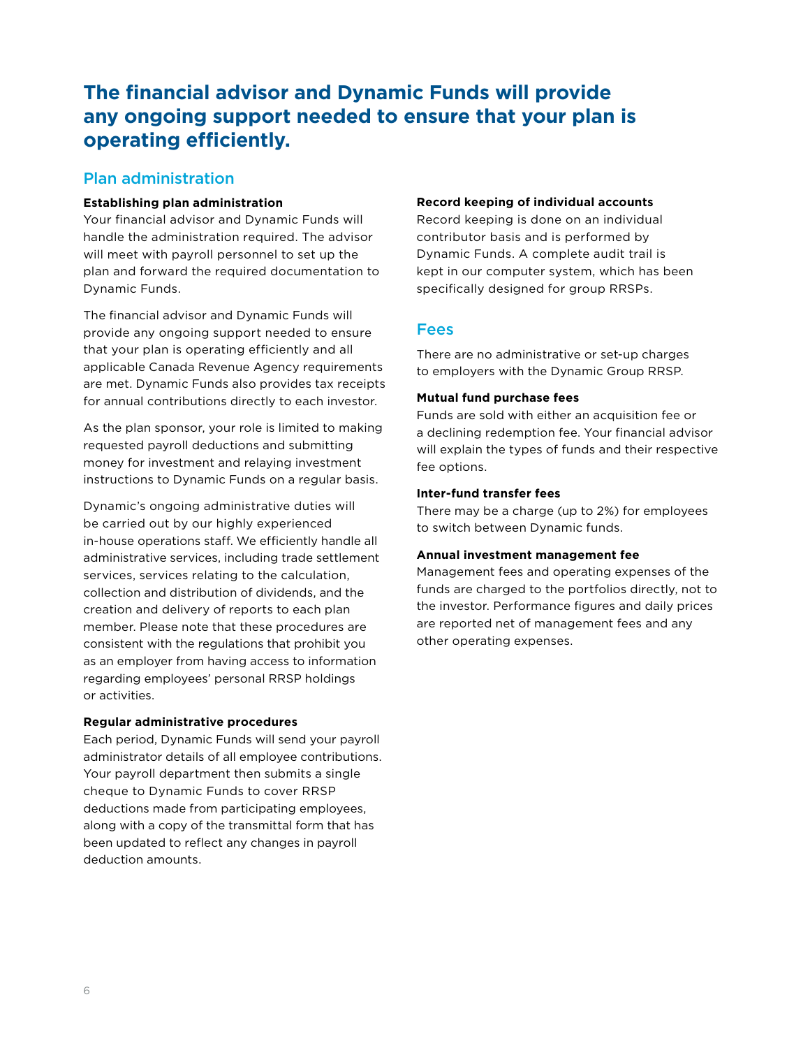# The financial advisor and Dynamic Funds will provide any ongoing support needed to ensure that your plan is operating efficiently.

## Plan administration

**Establishing plan administration**

Your financial advisor and Dynamic Funds will handle the administration required. The advisor will meet with payroll personnel to set up the plan and forward the required documentation to Dynamic Funds.

The financial advisor and Dynamic Funds will provide any ongoing support needed to ensure that your plan is operating efficiently and all applicable Canada Revenue Agency requirements are met. Dynamic Funds also provides tax receipts for annual contributions directly to each investor.

As the plan sponsor, your role is limited to making requested payroll deductions and submitting money for investment and relaying investment instructions to Dynamic Funds on a regular basis.

Dynamic's ongoing administrative duties will be carried out by our highly experienced in-house operations staff. We efficiently handle all administrative services, including trade settlement services, services relating to the calculation, collection and distribution of dividends, and the creation and delivery of reports to each plan member. Please note that these procedures are consistent with the regulations that prohibit you as an employer from having access to information regarding employees' personal RRSP holdings or activities.

**Regular administrative procedures**

Each period, Dynamic Funds will send your payroll administrator details of all employee contributions. Your payroll department then submits a single cheque to Dynamic Funds to cover RRSP deductions made from participating employees, along with a copy of the transmittal form that has been updated to reflect any changes in payroll deduction amounts.

**Record keeping of individual accounts**

Record keeping is done on an individual contributor basis and is performed by Dynamic Funds. A complete audit trail is kept in our computer system, which has been specifically designed for group RRSPs.

## Fees

There are no administrative or set-up charges to employers with the Dynamic Group RRSP.

**Mutual fund purchase fees**

Funds are sold with either an acquisition fee or a declining redemption fee. Your financial advisor will explain the types of funds and their respective fee options.

**Inter-fund transfer fees**

There may be a charge (up to 2%) for employees to switch between Dynamic funds.

**Annual investment management fee**

Management fees and operating expenses of the funds are charged to the portfolios directly, not to the investor. Performance figures and daily prices are reported net of management fees and any other operating expenses.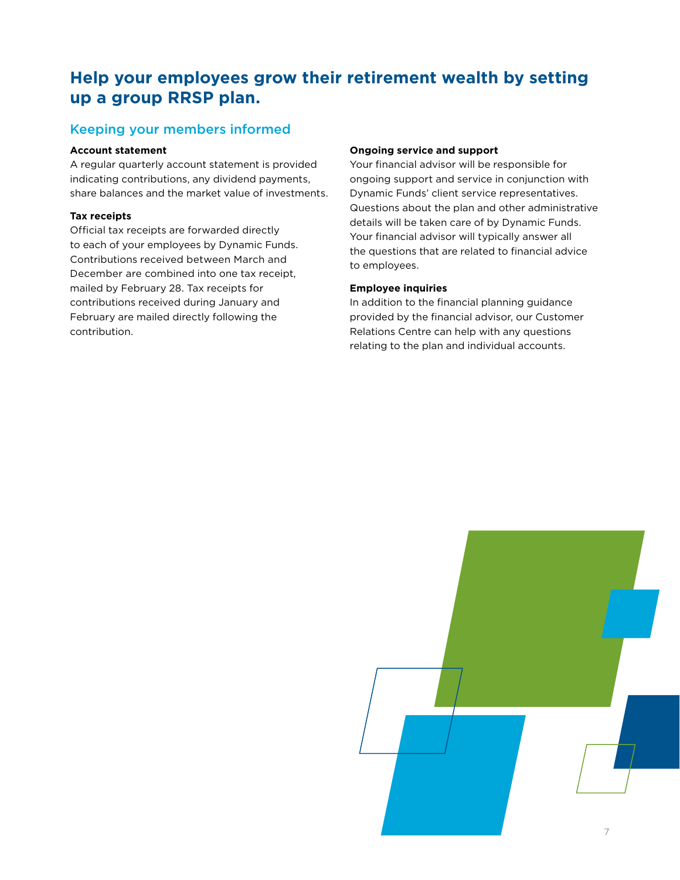# Help your employees grow their retirement wealth by setting up a group RRSP plan.

## Keeping your members informed

**Account statement**

A regular quarterly account statement is provided indicating contributions, any dividend payments, share balances and the market value of investments.

**Tax receipts**

Official tax receipts are forwarded directly to each of your employees by Dynamic Funds. Contributions received between March and December are combined into one tax receipt, mailed by February 28. Tax receipts for contributions received during January and February are mailed directly following the contribution.

**Ongoing service and support**

Your financial advisor will be responsible for ongoing support and service in conjunction with Dynamic Funds' client service representatives. Questions about the plan and other administrative details will be taken care of by Dynamic Funds. Your financial advisor will typically answer all the questions that are related to financial advice to employees.

**Employee inquiries**

In addition to the financial planning guidance provided by the financial advisor, our Customer Relations Centre can help with any questions relating to the plan and individual accounts.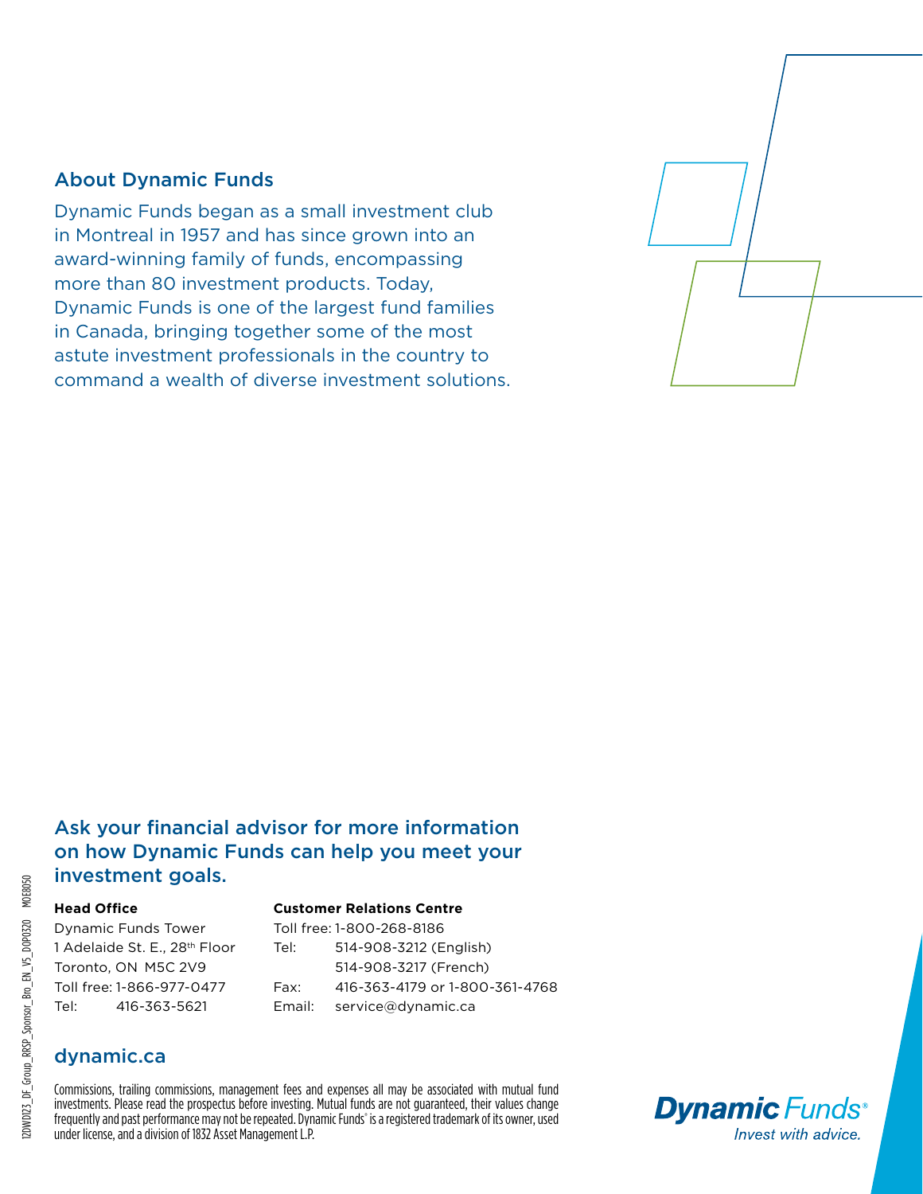## About Dynamic Funds

Dynamic Funds began as a small investment club in Montreal in 1957 and has since grown into an award-winning family of funds, encompassing more than 80 investment products. Today, Dynamic Funds is one of the largest fund families in Canada, bringing together some of the most astute investment professionals in the country to command a wealth of diverse investment solutions.

## Ask your financial advisor for more information on how Dynamic Funds can help you meet your investment goals.

**Head Office**

Dynamic Funds Tower
1 Adelaide St. E., 28th Floor
Toronto, ON M5C 2V9
Toll free: 1-866-977-0477
Tel: 416-363-5621

**Customer Relations Centre**

Toll free: 1-800-268-8186
Tel: 514-908-3212 (English)
514-908-3217 (French)
Fax: 416-363-4179 or 1-800-361-4768
Email: service@dynamic.ca

## dynamic.ca

Commissions, trailing commissions, management fees and expenses all may be associated with mutual fund investments. Please read the prospectus before investing. Mutual funds are not guaranteed, their values change frequently and past performance may not be repeated. Dynamic Funds® is a registered trademark of its owner, used under license, and a division of 1832 Asset Management L.P.

**Dynamic Funds®**
*Invest with advice.*

12DWD123_DF_Group_RRSP_Sponsor_Bro_EN_V5_DOP0320 MOE8050